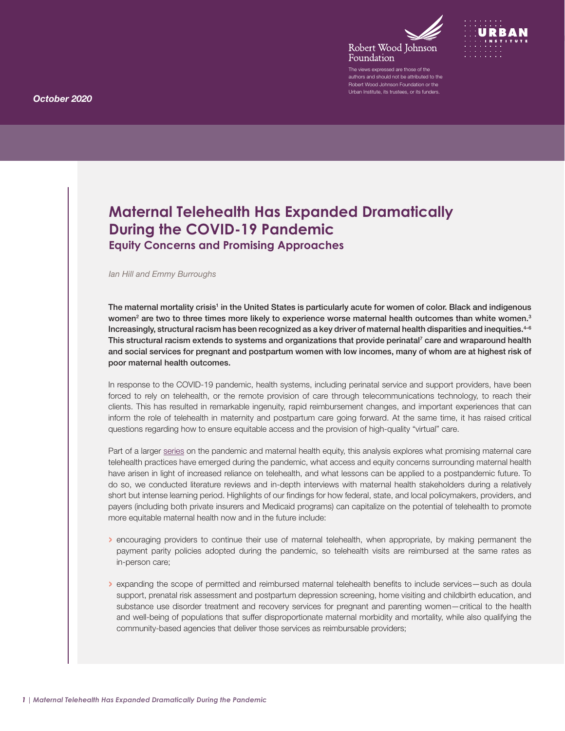Robert Wood Johnson Foundation

URBAN INSTITUTE

The views expressed are those of the authors and should not be attributed to the Robert Wood Johnson Foundation or the Urban Institute, its trustees, or its funders.

*October 2020*

# Maternal Telehealth Has Expanded Dramatically During the COVID-19 Pandemic

## Equity Concerns and Promising Approaches

*Ian Hill and Emmy Burroughs*

**The maternal mortality crisis[1] in the United States is particularly acute for women of color. Black and indigenous women[2] are two to three times more likely to experience worse maternal health outcomes than white women.[3] Increasingly, structural racism has been recognized as a key driver of maternal health disparities and inequities.[4–6] This structural racism extends to systems and organizations that provide perinatal[7] care and wraparound health and social services for pregnant and postpartum women with low incomes, many of whom are at highest risk of poor maternal health outcomes.**

In response to the COVID-19 pandemic, health systems, including perinatal service and support providers, have been forced to rely on telehealth, or the remote provision of care through telecommunications technology, to reach their clients. This has resulted in remarkable ingenuity, rapid reimbursement changes, and important experiences that can inform the role of telehealth in maternity and postpartum care going forward. At the same time, it has raised critical questions regarding how to ensure equitable access and the provision of high-quality "virtual" care.

Part of a larger series on the pandemic and maternal health equity, this analysis explores what promising maternal care telehealth practices have emerged during the pandemic, what access and equity concerns surrounding maternal health have arisen in light of increased reliance on telehealth, and what lessons can be applied to a postpandemic future. To do so, we conducted literature reviews and in-depth interviews with maternal health stakeholders during a relatively short but intense learning period. Highlights of our findings for how federal, state, and local policymakers, providers, and payers (including both private insurers and Medicaid programs) can capitalize on the potential of telehealth to promote more equitable maternal health now and in the future include:

- encouraging providers to continue their use of maternal telehealth, when appropriate, by making permanent the payment parity policies adopted during the pandemic, so telehealth visits are reimbursed at the same rates as in-person care;
- expanding the scope of permitted and reimbursed maternal telehealth benefits to include services—such as doula support, prenatal risk assessment and postpartum depression screening, home visiting and childbirth education, and substance use disorder treatment and recovery services for pregnant and parenting women—critical to the health and well-being of populations that suffer disproportionate maternal morbidity and mortality, while also qualifying the community-based agencies that deliver those services as reimbursable providers;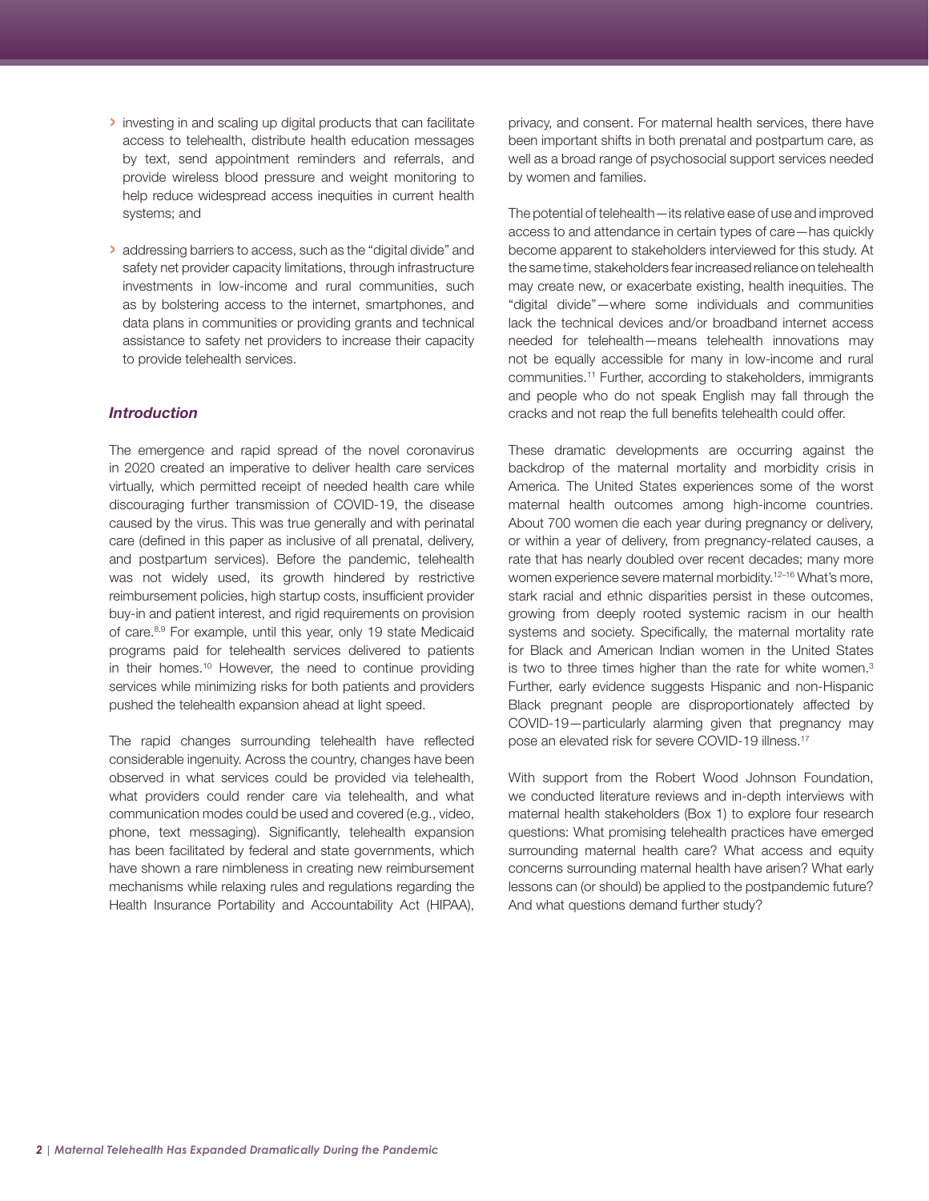- investing in and scaling up digital products that can facilitate access to telehealth, distribute health education messages by text, send appointment reminders and referrals, and provide wireless blood pressure and weight monitoring to help reduce widespread access inequities in current health systems; and
- addressing barriers to access, such as the "digital divide" and safety net provider capacity limitations, through infrastructure investments in low-income and rural communities, such as by bolstering access to the internet, smartphones, and data plans in communities or providing grants and technical assistance to safety net providers to increase their capacity to provide telehealth services.

## *Introduction*

The emergence and rapid spread of the novel coronavirus in 2020 created an imperative to deliver health care services virtually, which permitted receipt of needed health care while discouraging further transmission of COVID-19, the disease caused by the virus. This was true generally and with perinatal care (defined in this paper as inclusive of all prenatal, delivery, and postpartum services). Before the pandemic, telehealth was not widely used, its growth hindered by restrictive reimbursement policies, high startup costs, insufficient provider buy-in and patient interest, and rigid requirements on provision of care.[8,9] For example, until this year, only 19 state Medicaid programs paid for telehealth services delivered to patients in their homes.[10] However, the need to continue providing services while minimizing risks for both patients and providers pushed the telehealth expansion ahead at light speed.

The rapid changes surrounding telehealth have reflected considerable ingenuity. Across the country, changes have been observed in what services could be provided via telehealth, what providers could render care via telehealth, and what communication modes could be used and covered (e.g., video, phone, text messaging). Significantly, telehealth expansion has been facilitated by federal and state governments, which have shown a rare nimbleness in creating new reimbursement mechanisms while relaxing rules and regulations regarding the Health Insurance Portability and Accountability Act (HIPAA), privacy, and consent. For maternal health services, there have been important shifts in both prenatal and postpartum care, as well as a broad range of psychosocial support services needed by women and families.

The potential of telehealth—its relative ease of use and improved access to and attendance in certain types of care—has quickly become apparent to stakeholders interviewed for this study. At the same time, stakeholders fear increased reliance on telehealth may create new, or exacerbate existing, health inequities. The "digital divide"—where some individuals and communities lack the technical devices and/or broadband internet access needed for telehealth—means telehealth innovations may not be equally accessible for many in low-income and rural communities.[11] Further, according to stakeholders, immigrants and people who do not speak English may fall through the cracks and not reap the full benefits telehealth could offer.

These dramatic developments are occurring against the backdrop of the maternal mortality and morbidity crisis in America. The United States experiences some of the worst maternal health outcomes among high-income countries. About 700 women die each year during pregnancy or delivery, or within a year of delivery, from pregnancy-related causes, a rate that has nearly doubled over recent decades; many more women experience severe maternal morbidity.[12–16] What's more, stark racial and ethnic disparities persist in these outcomes, growing from deeply rooted systemic racism in our health systems and society. Specifically, the maternal mortality rate for Black and American Indian women in the United States is two to three times higher than the rate for white women.[3] Further, early evidence suggests Hispanic and non-Hispanic Black pregnant people are disproportionately affected by COVID-19—particularly alarming given that pregnancy may pose an elevated risk for severe COVID-19 illness.[17]

With support from the Robert Wood Johnson Foundation, we conducted literature reviews and in-depth interviews with maternal health stakeholders (Box 1) to explore four research questions: What promising telehealth practices have emerged surrounding maternal health care? What access and equity concerns surrounding maternal health have arisen? What early lessons can (or should) be applied to the postpandemic future? And what questions demand further study?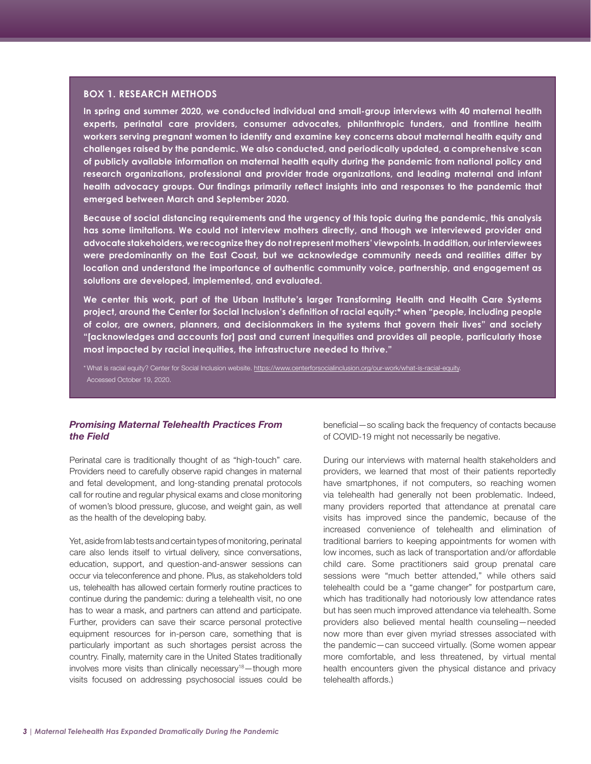### BOX 1. RESEARCH METHODS

**In spring and summer 2020, we conducted individual and small-group interviews with 40 maternal health experts, perinatal care providers, consumer advocates, philanthropic funders, and frontline health workers serving pregnant women to identify and examine key concerns about maternal health equity and challenges raised by the pandemic. We also conducted, and periodically updated, a comprehensive scan of publicly available information on maternal health equity during the pandemic from national policy and research organizations, professional and provider trade organizations, and leading maternal and infant health advocacy groups. Our findings primarily reflect insights into and responses to the pandemic that emerged between March and September 2020.**

**Because of social distancing requirements and the urgency of this topic during the pandemic, this analysis has some limitations. We could not interview mothers directly, and though we interviewed provider and advocate stakeholders, we recognize they do not represent mothers' viewpoints. In addition, our interviewees were predominantly on the East Coast, but we acknowledge community needs and realities differ by location and understand the importance of authentic community voice, partnership, and engagement as solutions are developed, implemented, and evaluated.**

**We center this work, part of the Urban Institute's larger Transforming Health and Health Care Systems project, around the Center for Social Inclusion's definition of racial equity:* when "people, including people of color, are owners, planners, and decisionmakers in the systems that govern their lives" and society "[acknowledges and accounts for] past and current inequities and provides all people, particularly those most impacted by racial inequities, the infrastructure needed to thrive."**

* What is racial equity? Center for Social Inclusion website. https://www.centerforsocialinclusion.org/our-work/what-is-racial-equity. Accessed October 19, 2020.

### *Promising Maternal Telehealth Practices From the Field*

Perinatal care is traditionally thought of as "high-touch" care. Providers need to carefully observe rapid changes in maternal and fetal development, and long-standing prenatal protocols call for routine and regular physical exams and close monitoring of women's blood pressure, glucose, and weight gain, as well as the health of the developing baby.

Yet, aside from lab tests and certain types of monitoring, perinatal care also lends itself to virtual delivery, since conversations, education, support, and question-and-answer sessions can occur via teleconference and phone. Plus, as stakeholders told us, telehealth has allowed certain formerly routine practices to continue during the pandemic: during a telehealth visit, no one has to wear a mask, and partners can attend and participate. Further, providers can save their scarce personal protective equipment resources for in-person care, something that is particularly important as such shortages persist across the country. Finally, maternity care in the United States traditionally involves more visits than clinically necessary[18]—though more visits focused on addressing psychosocial issues could be beneficial—so scaling back the frequency of contacts because of COVID-19 might not necessarily be negative.

During our interviews with maternal health stakeholders and providers, we learned that most of their patients reportedly have smartphones, if not computers, so reaching women via telehealth had generally not been problematic. Indeed, many providers reported that attendance at prenatal care visits has improved since the pandemic, because of the increased convenience of telehealth and elimination of traditional barriers to keeping appointments for women with low incomes, such as lack of transportation and/or affordable child care. Some practitioners said group prenatal care sessions were "much better attended," while others said telehealth could be a "game changer" for postpartum care, which has traditionally had notoriously low attendance rates but has seen much improved attendance via telehealth. Some providers also believed mental health counseling—needed now more than ever given myriad stresses associated with the pandemic—can succeed virtually. (Some women appear more comfortable, and less threatened, by virtual mental health encounters given the physical distance and privacy telehealth affords.)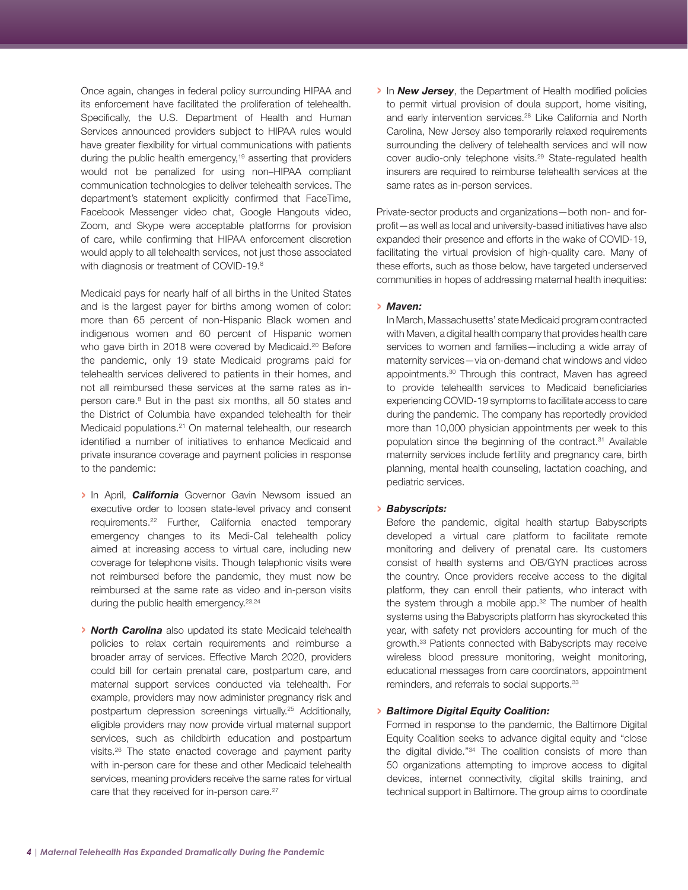Once again, changes in federal policy surrounding HIPAA and its enforcement have facilitated the proliferation of telehealth. Specifically, the U.S. Department of Health and Human Services announced providers subject to HIPAA rules would have greater flexibility for virtual communications with patients during the public health emergency,[19] asserting that providers would not be penalized for using non–HIPAA compliant communication technologies to deliver telehealth services. The department's statement explicitly confirmed that FaceTime, Facebook Messenger video chat, Google Hangouts video, Zoom, and Skype were acceptable platforms for provision of care, while confirming that HIPAA enforcement discretion would apply to all telehealth services, not just those associated with diagnosis or treatment of COVID-19.[8]

Medicaid pays for nearly half of all births in the United States and is the largest payer for births among women of color: more than 65 percent of non-Hispanic Black women and indigenous women and 60 percent of Hispanic women who gave birth in 2018 were covered by Medicaid.[20] Before the pandemic, only 19 state Medicaid programs paid for telehealth services delivered to patients in their homes, and not all reimbursed these services at the same rates as in-person care.[8] But in the past six months, all 50 states and the District of Columbia have expanded telehealth for their Medicaid populations.[21] On maternal telehealth, our research identified a number of initiatives to enhance Medicaid and private insurance coverage and payment policies in response to the pandemic:

- In April, ***California*** Governor Gavin Newsom issued an executive order to loosen state-level privacy and consent requirements.[22] Further, California enacted temporary emergency changes to its Medi-Cal telehealth policy aimed at increasing access to virtual care, including new coverage for telephone visits. Though telephonic visits were not reimbursed before the pandemic, they must now be reimbursed at the same rate as video and in-person visits during the public health emergency.[23,24]
- ***North Carolina*** also updated its state Medicaid telehealth policies to relax certain requirements and reimburse a broader array of services. Effective March 2020, providers could bill for certain prenatal care, postpartum care, and maternal support services conducted via telehealth. For example, providers may now administer pregnancy risk and postpartum depression screenings virtually.[25] Additionally, eligible providers may now provide virtual maternal support services, such as childbirth education and postpartum visits.[26] The state enacted coverage and payment parity with in-person care for these and other Medicaid telehealth services, meaning providers receive the same rates for virtual care that they received for in-person care.[27]
- In ***New Jersey***, the Department of Health modified policies to permit virtual provision of doula support, home visiting, and early intervention services.[28] Like California and North Carolina, New Jersey also temporarily relaxed requirements surrounding the delivery of telehealth services and will now cover audio-only telephone visits.[29] State-regulated health insurers are required to reimburse telehealth services at the same rates as in-person services.

Private-sector products and organizations—both non- and for-profit—as well as local and university-based initiatives have also expanded their presence and efforts in the wake of COVID-19, facilitating the virtual provision of high-quality care. Many of these efforts, such as those below, have targeted underserved communities in hopes of addressing maternal health inequities:

- ***Maven:***
  In March, Massachusetts' state Medicaid program contracted with Maven, a digital health company that provides health care services to women and families—including a wide array of maternity services—via on-demand chat windows and video appointments.[30] Through this contract, Maven has agreed to provide telehealth services to Medicaid beneficiaries experiencing COVID-19 symptoms to facilitate access to care during the pandemic. The company has reportedly provided more than 10,000 physician appointments per week to this population since the beginning of the contract.[31] Available maternity services include fertility and pregnancy care, birth planning, mental health counseling, lactation coaching, and pediatric services.
- ***Babyscripts:***
  Before the pandemic, digital health startup Babyscripts developed a virtual care platform to facilitate remote monitoring and delivery of prenatal care. Its customers consist of health systems and OB/GYN practices across the country. Once providers receive access to the digital platform, they can enroll their patients, who interact with the system through a mobile app.[32] The number of health systems using the Babyscripts platform has skyrocketed this year, with safety net providers accounting for much of the growth.[33] Patients connected with Babyscripts may receive wireless blood pressure monitoring, weight monitoring, educational messages from care coordinators, appointment reminders, and referrals to social supports.[33]
- ***Baltimore Digital Equity Coalition:***
  Formed in response to the pandemic, the Baltimore Digital Equity Coalition seeks to advance digital equity and "close the digital divide."[34] The coalition consists of more than 50 organizations attempting to improve access to digital devices, internet connectivity, digital skills training, and technical support in Baltimore. The group aims to coordinate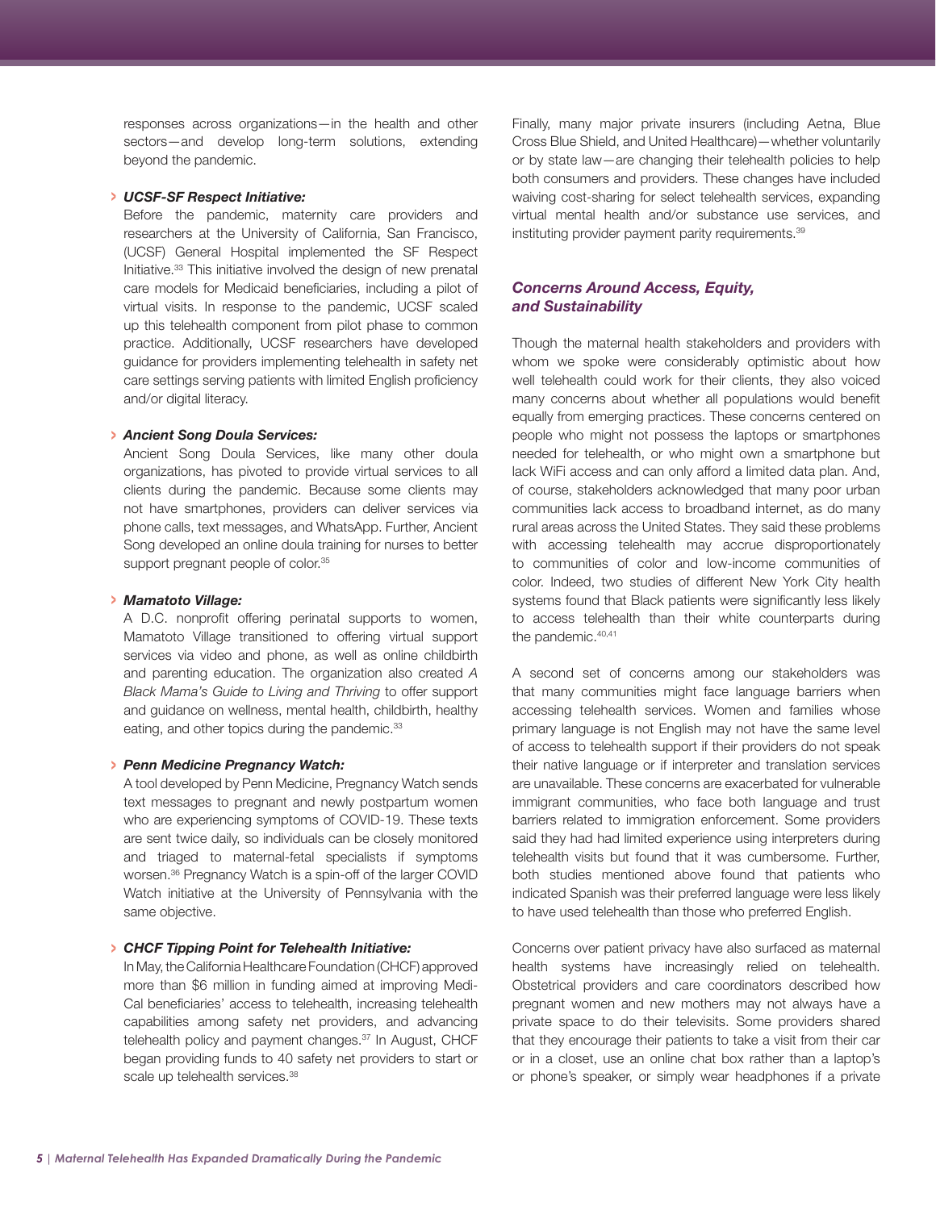responses across organizations—in the health and other sectors—and develop long-term solutions, extending beyond the pandemic.

- ***UCSF-SF Respect Initiative:***
  Before the pandemic, maternity care providers and researchers at the University of California, San Francisco, (UCSF) General Hospital implemented the SF Respect Initiative.[33] This initiative involved the design of new prenatal care models for Medicaid beneficiaries, including a pilot of virtual visits. In response to the pandemic, UCSF scaled up this telehealth component from pilot phase to common practice. Additionally, UCSF researchers have developed guidance for providers implementing telehealth in safety net care settings serving patients with limited English proficiency and/or digital literacy.

- ***Ancient Song Doula Services:***
  Ancient Song Doula Services, like many other doula organizations, has pivoted to provide virtual services to all clients during the pandemic. Because some clients may not have smartphones, providers can deliver services via phone calls, text messages, and WhatsApp. Further, Ancient Song developed an online doula training for nurses to better support pregnant people of color.[35]

- ***Mamatoto Village:***
  A D.C. nonprofit offering perinatal supports to women, Mamatoto Village transitioned to offering virtual support services via video and phone, as well as online childbirth and parenting education. The organization also created *A Black Mama's Guide to Living and Thriving* to offer support and guidance on wellness, mental health, childbirth, healthy eating, and other topics during the pandemic.[33]

- ***Penn Medicine Pregnancy Watch:***
  A tool developed by Penn Medicine, Pregnancy Watch sends text messages to pregnant and newly postpartum women who are experiencing symptoms of COVID-19. These texts are sent twice daily, so individuals can be closely monitored and triaged to maternal-fetal specialists if symptoms worsen.[36] Pregnancy Watch is a spin-off of the larger COVID Watch initiative at the University of Pennsylvania with the same objective.

- ***CHCF Tipping Point for Telehealth Initiative:***
  In May, the California Healthcare Foundation (CHCF) approved more than $6 million in funding aimed at improving Medi-Cal beneficiaries' access to telehealth, increasing telehealth capabilities among safety net providers, and advancing telehealth policy and payment changes.[37] In August, CHCF began providing funds to 40 safety net providers to start or scale up telehealth services.[38]

Finally, many major private insurers (including Aetna, Blue Cross Blue Shield, and United Healthcare)—whether voluntarily or by state law—are changing their telehealth policies to help both consumers and providers. These changes have included waiving cost-sharing for select telehealth services, expanding virtual mental health and/or substance use services, and instituting provider payment parity requirements.[39]

### *Concerns Around Access, Equity, and Sustainability*

Though the maternal health stakeholders and providers with whom we spoke were considerably optimistic about how well telehealth could work for their clients, they also voiced many concerns about whether all populations would benefit equally from emerging practices. These concerns centered on people who might not possess the laptops or smartphones needed for telehealth, or who might own a smartphone but lack WiFi access and can only afford a limited data plan. And, of course, stakeholders acknowledged that many poor urban communities lack access to broadband internet, as do many rural areas across the United States. They said these problems with accessing telehealth may accrue disproportionately to communities of color and low-income communities of color. Indeed, two studies of different New York City health systems found that Black patients were significantly less likely to access telehealth than their white counterparts during the pandemic.[40,41]

A second set of concerns among our stakeholders was that many communities might face language barriers when accessing telehealth services. Women and families whose primary language is not English may not have the same level of access to telehealth support if their providers do not speak their native language or if interpreter and translation services are unavailable. These concerns are exacerbated for vulnerable immigrant communities, who face both language and trust barriers related to immigration enforcement. Some providers said they had had limited experience using interpreters during telehealth visits but found that it was cumbersome. Further, both studies mentioned above found that patients who indicated Spanish was their preferred language were less likely to have used telehealth than those who preferred English.

Concerns over patient privacy have also surfaced as maternal health systems have increasingly relied on telehealth. Obstetrical providers and care coordinators described how pregnant women and new mothers may not always have a private space to do their televisits. Some providers shared that they encourage their patients to take a visit from their car or in a closet, use an online chat box rather than a laptop's or phone's speaker, or simply wear headphones if a private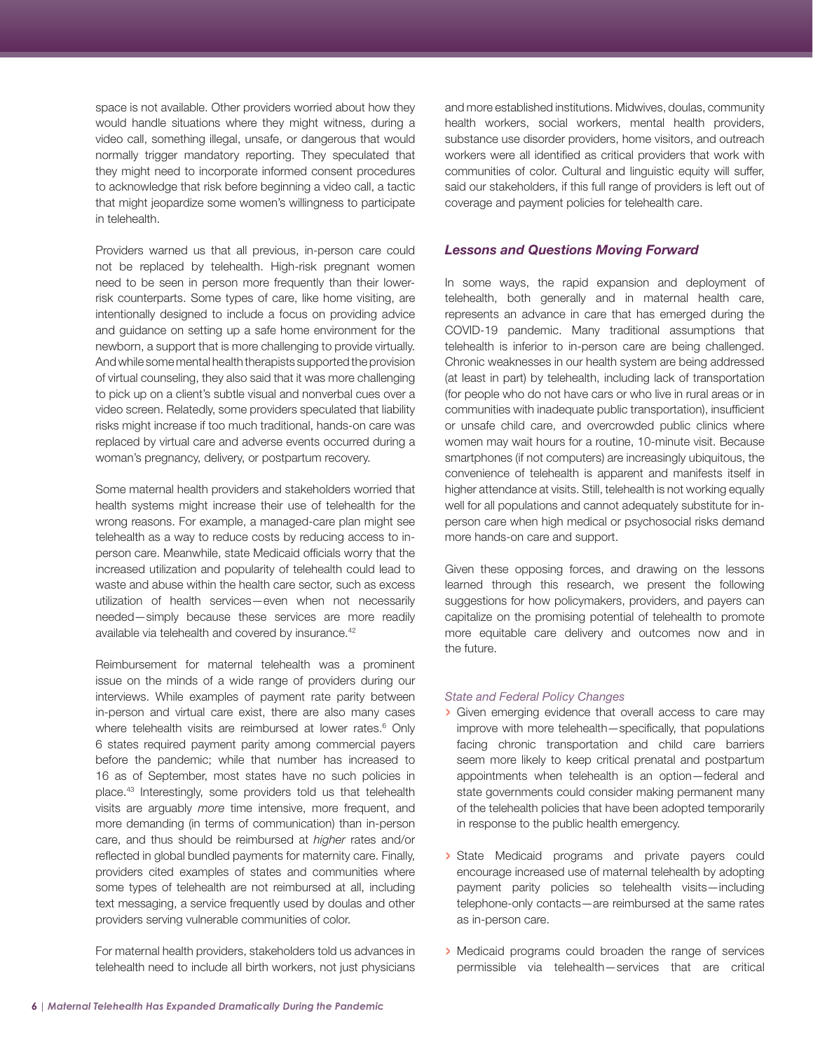space is not available. Other providers worried about how they would handle situations where they might witness, during a video call, something illegal, unsafe, or dangerous that would normally trigger mandatory reporting. They speculated that they might need to incorporate informed consent procedures to acknowledge that risk before beginning a video call, a tactic that might jeopardize some women's willingness to participate in telehealth.

Providers warned us that all previous, in-person care could not be replaced by telehealth. High-risk pregnant women need to be seen in person more frequently than their lower-risk counterparts. Some types of care, like home visiting, are intentionally designed to include a focus on providing advice and guidance on setting up a safe home environment for the newborn, a support that is more challenging to provide virtually. And while some mental health therapists supported the provision of virtual counseling, they also said that it was more challenging to pick up on a client's subtle visual and nonverbal cues over a video screen. Relatedly, some providers speculated that liability risks might increase if too much traditional, hands-on care was replaced by virtual care and adverse events occurred during a woman's pregnancy, delivery, or postpartum recovery.

Some maternal health providers and stakeholders worried that health systems might increase their use of telehealth for the wrong reasons. For example, a managed-care plan might see telehealth as a way to reduce costs by reducing access to in-person care. Meanwhile, state Medicaid officials worry that the increased utilization and popularity of telehealth could lead to waste and abuse within the health care sector, such as excess utilization of health services—even when not necessarily needed—simply because these services are more readily available via telehealth and covered by insurance.[42]

Reimbursement for maternal telehealth was a prominent issue on the minds of a wide range of providers during our interviews. While examples of payment rate parity between in-person and virtual care exist, there are also many cases where telehealth visits are reimbursed at lower rates.[6] Only 6 states required payment parity among commercial payers before the pandemic; while that number has increased to 16 as of September, most states have no such policies in place.[43] Interestingly, some providers told us that telehealth visits are arguably *more* time intensive, more frequent, and more demanding (in terms of communication) than in-person care, and thus should be reimbursed at *higher* rates and/or reflected in global bundled payments for maternity care. Finally, providers cited examples of states and communities where some types of telehealth are not reimbursed at all, including text messaging, a service frequently used by doulas and other providers serving vulnerable communities of color.

For maternal health providers, stakeholders told us advances in telehealth need to include all birth workers, not just physicians and more established institutions. Midwives, doulas, community health workers, social workers, mental health providers, substance use disorder providers, home visitors, and outreach workers were all identified as critical providers that work with communities of color. Cultural and linguistic equity will suffer, said our stakeholders, if this full range of providers is left out of coverage and payment policies for telehealth care.

### *Lessons and Questions Moving Forward*

In some ways, the rapid expansion and deployment of telehealth, both generally and in maternal health care, represents an advance in care that has emerged during the COVID-19 pandemic. Many traditional assumptions that telehealth is inferior to in-person care are being challenged. Chronic weaknesses in our health system are being addressed (at least in part) by telehealth, including lack of transportation (for people who do not have cars or who live in rural areas or in communities with inadequate public transportation), insufficient or unsafe child care, and overcrowded public clinics where women may wait hours for a routine, 10-minute visit. Because smartphones (if not computers) are increasingly ubiquitous, the convenience of telehealth is apparent and manifests itself in higher attendance at visits. Still, telehealth is not working equally well for all populations and cannot adequately substitute for in-person care when high medical or psychosocial risks demand more hands-on care and support.

Given these opposing forces, and drawing on the lessons learned through this research, we present the following suggestions for how policymakers, providers, and payers can capitalize on the promising potential of telehealth to promote more equitable care delivery and outcomes now and in the future.

*State and Federal Policy Changes*

- Given emerging evidence that overall access to care may improve with more telehealth—specifically, that populations facing chronic transportation and child care barriers seem more likely to keep critical prenatal and postpartum appointments when telehealth is an option—federal and state governments could consider making permanent many of the telehealth policies that have been adopted temporarily in response to the public health emergency.
- State Medicaid programs and private payers could encourage increased use of maternal telehealth by adopting payment parity policies so telehealth visits—including telephone-only contacts—are reimbursed at the same rates as in-person care.
- Medicaid programs could broaden the range of services permissible via telehealth—services that are critical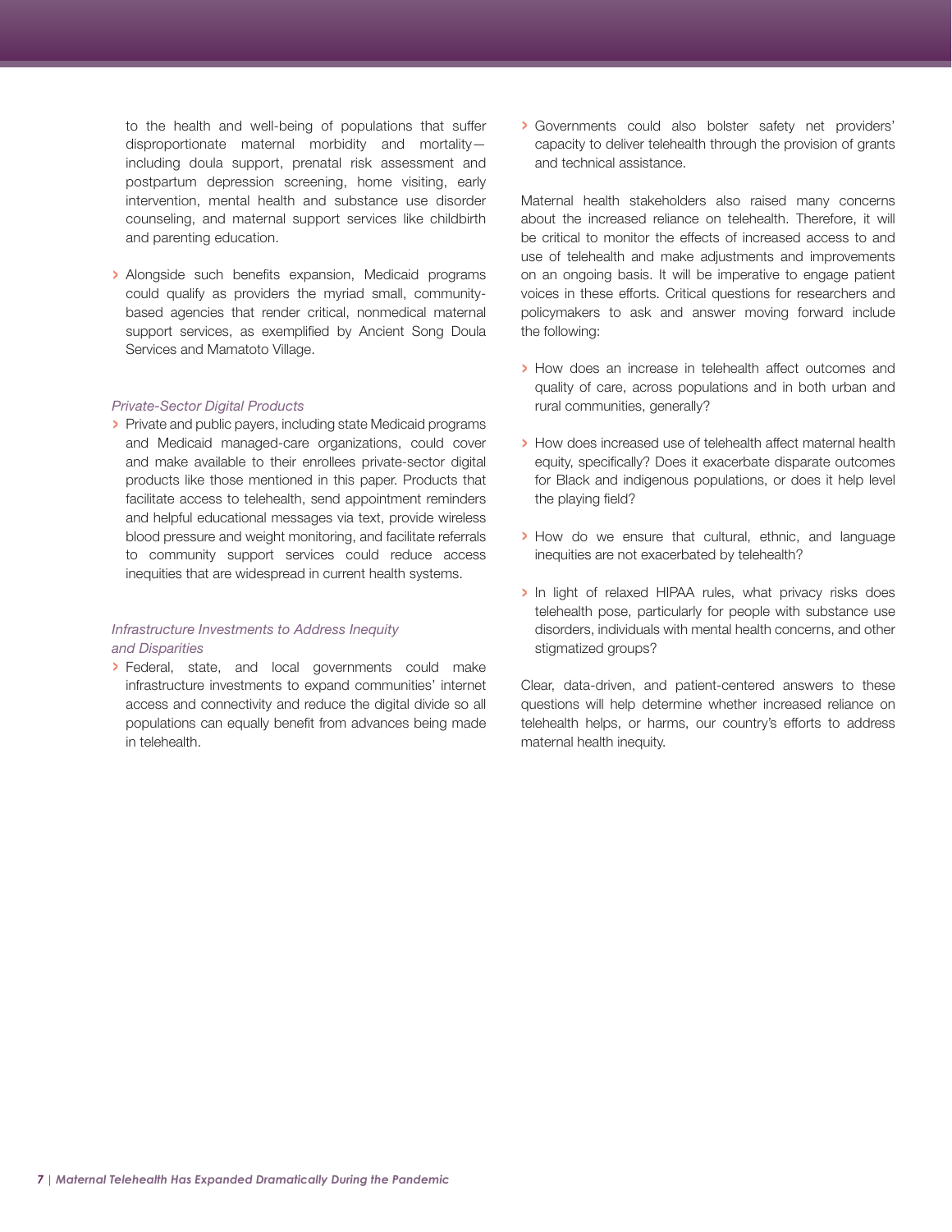to the health and well-being of populations that suffer disproportionate maternal morbidity and mortality—including doula support, prenatal risk assessment and postpartum depression screening, home visiting, early intervention, mental health and substance use disorder counseling, and maternal support services like childbirth and parenting education.

- Alongside such benefits expansion, Medicaid programs could qualify as providers the myriad small, community-based agencies that render critical, nonmedical maternal support services, as exemplified by Ancient Song Doula Services and Mamatoto Village.

*Private-Sector Digital Products*

- Private and public payers, including state Medicaid programs and Medicaid managed-care organizations, could cover and make available to their enrollees private-sector digital products like those mentioned in this paper. Products that facilitate access to telehealth, send appointment reminders and helpful educational messages via text, provide wireless blood pressure and weight monitoring, and facilitate referrals to community support services could reduce access inequities that are widespread in current health systems.

*Infrastructure Investments to Address Inequity and Disparities*

- Federal, state, and local governments could make infrastructure investments to expand communities' internet access and connectivity and reduce the digital divide so all populations can equally benefit from advances being made in telehealth.
- Governments could also bolster safety net providers' capacity to deliver telehealth through the provision of grants and technical assistance.

Maternal health stakeholders also raised many concerns about the increased reliance on telehealth. Therefore, it will be critical to monitor the effects of increased access to and use of telehealth and make adjustments and improvements on an ongoing basis. It will be imperative to engage patient voices in these efforts. Critical questions for researchers and policymakers to ask and answer moving forward include the following:

- How does an increase in telehealth affect outcomes and quality of care, across populations and in both urban and rural communities, generally?
- How does increased use of telehealth affect maternal health equity, specifically? Does it exacerbate disparate outcomes for Black and indigenous populations, or does it help level the playing field?
- How do we ensure that cultural, ethnic, and language inequities are not exacerbated by telehealth?
- In light of relaxed HIPAA rules, what privacy risks does telehealth pose, particularly for people with substance use disorders, individuals with mental health concerns, and other stigmatized groups?

Clear, data-driven, and patient-centered answers to these questions will help determine whether increased reliance on telehealth helps, or harms, our country's efforts to address maternal health inequity.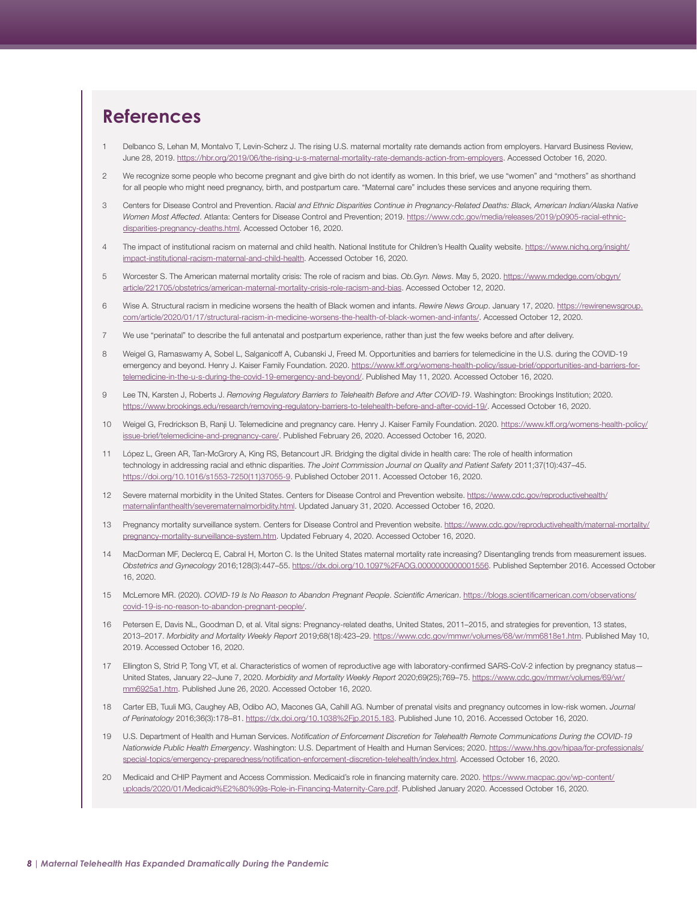## References

1. Delbanco S, Lehan M, Montalvo T, Levin-Scherz J. The rising U.S. maternal mortality rate demands action from employers. Harvard Business Review, June 28, 2019. https://hbr.org/2019/06/the-rising-u-s-maternal-mortality-rate-demands-action-from-employers. Accessed October 16, 2020.

2. We recognize some people who become pregnant and give birth do not identify as women. In this brief, we use "women" and "mothers" as shorthand for all people who might need pregnancy, birth, and postpartum care. "Maternal care" includes these services and anyone requiring them.

3. Centers for Disease Control and Prevention. *Racial and Ethnic Disparities Continue in Pregnancy-Related Deaths: Black, American Indian/Alaska Native Women Most Affected*. Atlanta: Centers for Disease Control and Prevention; 2019. https://www.cdc.gov/media/releases/2019/p0905-racial-ethnic-disparities-pregnancy-deaths.html. Accessed October 16, 2020.

4. The impact of institutional racism on maternal and child health. National Institute for Children's Health Quality website. https://www.nichq.org/insight/impact-institutional-racism-maternal-and-child-health. Accessed October 16, 2020.

5. Worcester S. The American maternal mortality crisis: The role of racism and bias. *Ob.Gyn. News*. May 5, 2020. https://www.mdedge.com/obgyn/article/221705/obstetrics/american-maternal-mortality-crisis-role-racism-and-bias. Accessed October 12, 2020.

6. Wise A. Structural racism in medicine worsens the health of Black women and infants. *Rewire News Group*. January 17, 2020. https://rewirenewsgroup.com/article/2020/01/17/structural-racism-in-medicine-worsens-the-health-of-black-women-and-infants/. Accessed October 12, 2020.

7. We use "perinatal" to describe the full antenatal and postpartum experience, rather than just the few weeks before and after delivery.

8. Weigel G, Ramaswamy A, Sobel L, Salganicoff A, Cubanski J, Freed M. Opportunities and barriers for telemedicine in the U.S. during the COVID-19 emergency and beyond. Henry J. Kaiser Family Foundation. 2020. https://www.kff.org/womens-health-policy/issue-brief/opportunities-and-barriers-for-telemedicine-in-the-u-s-during-the-covid-19-emergency-and-beyond/. Published May 11, 2020. Accessed October 16, 2020.

9. Lee TN, Karsten J, Roberts J. *Removing Regulatory Barriers to Telehealth Before and After COVID-19*. Washington: Brookings Institution; 2020. https://www.brookings.edu/research/removing-regulatory-barriers-to-telehealth-before-and-after-covid-19/. Accessed October 16, 2020.

10. Weigel G, Fredrickson B, Ranji U. Telemedicine and pregnancy care. Henry J. Kaiser Family Foundation. 2020. https://www.kff.org/womens-health-policy/issue-brief/telemedicine-and-pregnancy-care/. Published February 26, 2020. Accessed October 16, 2020.

11. López L, Green AR, Tan-McGrory A, King RS, Betancourt JR. Bridging the digital divide in health care: The role of health information technology in addressing racial and ethnic disparities. *The Joint Commission Journal on Quality and Patient Safety* 2011;37(10):437–45. https://doi.org/10.1016/s1553-7250(11)37055-9. Published October 2011. Accessed October 16, 2020.

12. Severe maternal morbidity in the United States. Centers for Disease Control and Prevention website. https://www.cdc.gov/reproductivehealth/maternalinfanthealth/severematernalmorbidity.html. Updated January 31, 2020. Accessed October 16, 2020.

13. Pregnancy mortality surveillance system. Centers for Disease Control and Prevention website. https://www.cdc.gov/reproductivehealth/maternal-mortality/pregnancy-mortality-surveillance-system.htm. Updated February 4, 2020. Accessed October 16, 2020.

14. MacDorman MF, Declercq E, Cabral H, Morton C. Is the United States maternal mortality rate increasing? Disentangling trends from measurement issues. *Obstetrics and Gynecology* 2016;128(3):447–55. https://dx.doi.org/10.1097%2FAOG.0000000000001556. Published September 2016. Accessed October 16, 2020.

15. McLemore MR. (2020). *COVID-19 Is No Reason to Abandon Pregnant People*. *Scientific American*. https://blogs.scientificamerican.com/observations/covid-19-is-no-reason-to-abandon-pregnant-people/.

16. Petersen E, Davis NL, Goodman D, et al. Vital signs: Pregnancy-related deaths, United States, 2011–2015, and strategies for prevention, 13 states, 2013–2017. *Morbidity and Mortality Weekly Report* 2019;68(18):423–29. https://www.cdc.gov/mmwr/volumes/68/wr/mm6818e1.htm. Published May 10, 2019. Accessed October 16, 2020.

17. Ellington S, Strid P, Tong VT, et al. Characteristics of women of reproductive age with laboratory-confirmed SARS-CoV-2 infection by pregnancy status—United States, January 22–June 7, 2020. *Morbidity and Mortality Weekly Report* 2020;69(25);769–75. https://www.cdc.gov/mmwr/volumes/69/wr/mm6925a1.htm. Published June 26, 2020. Accessed October 16, 2020.

18. Carter EB, Tuuli MG, Caughey AB, Odibo AO, Macones GA, Cahill AG. Number of prenatal visits and pregnancy outcomes in low-risk women. *Journal of Perinatology* 2016;36(3):178–81. https://dx.doi.org/10.1038%2Fjp.2015.183. Published June 10, 2016. Accessed October 16, 2020.

19. U.S. Department of Health and Human Services. *Notification of Enforcement Discretion for Telehealth Remote Communications During the COVID-19 Nationwide Public Health Emergency*. Washington: U.S. Department of Health and Human Services; 2020. https://www.hhs.gov/hipaa/for-professionals/special-topics/emergency-preparedness/notification-enforcement-discretion-telehealth/index.html. Accessed October 16, 2020.

20. Medicaid and CHIP Payment and Access Commission. Medicaid's role in financing maternity care. 2020. https://www.macpac.gov/wp-content/uploads/2020/01/Medicaid%E2%80%99s-Role-in-Financing-Maternity-Care.pdf. Published January 2020. Accessed October 16, 2020.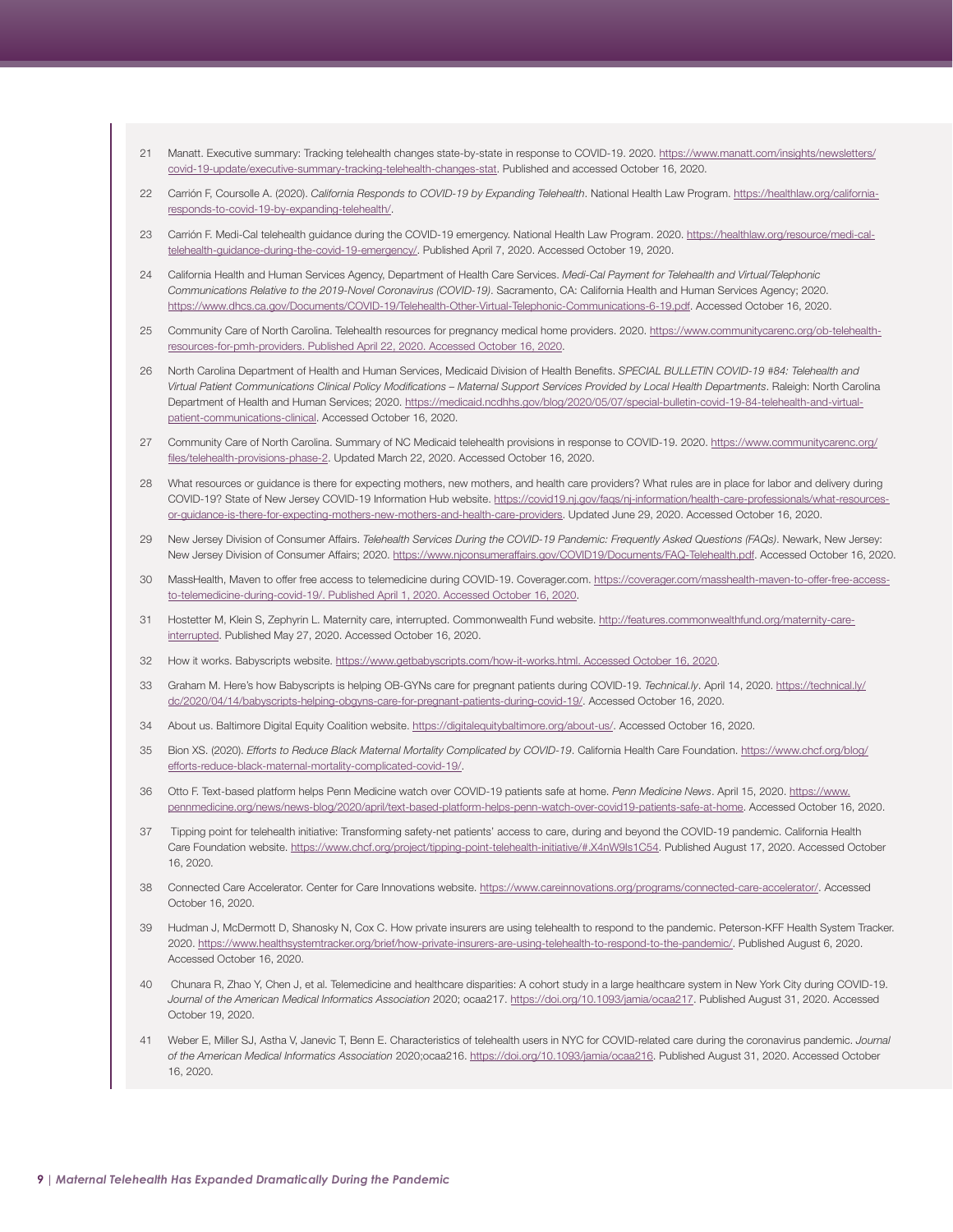21. Manatt. Executive summary: Tracking telehealth changes state-by-state in response to COVID-19. 2020. https://www.manatt.com/insights/newsletters/covid-19-update/executive-summary-tracking-telehealth-changes-stat. Published and accessed October 16, 2020.

22. Carrión F, Coursolle A. (2020). *California Responds to COVID-19 by Expanding Telehealth*. National Health Law Program. https://healthlaw.org/california-responds-to-covid-19-by-expanding-telehealth/.

23. Carrión F. Medi-Cal telehealth guidance during the COVID-19 emergency. National Health Law Program. 2020. https://healthlaw.org/resource/medi-cal-telehealth-guidance-during-the-covid-19-emergency/. Published April 7, 2020. Accessed October 19, 2020.

24. California Health and Human Services Agency, Department of Health Care Services. *Medi-Cal Payment for Telehealth and Virtual/Telephonic Communications Relative to the 2019-Novel Coronavirus (COVID-19)*. Sacramento, CA: California Health and Human Services Agency; 2020. https://www.dhcs.ca.gov/Documents/COVID-19/Telehealth-Other-Virtual-Telephonic-Communications-6-19.pdf. Accessed October 16, 2020.

25. Community Care of North Carolina. Telehealth resources for pregnancy medical home providers. 2020. https://www.communitycarenc.org/ob-telehealth-resources-for-pmh-providers. Published April 22, 2020. Accessed October 16, 2020.

26. North Carolina Department of Health and Human Services, Medicaid Division of Health Benefits. *SPECIAL BULLETIN COVID-19 #84: Telehealth and Virtual Patient Communications Clinical Policy Modifications – Maternal Support Services Provided by Local Health Departments*. Raleigh: North Carolina Department of Health and Human Services; 2020. https://medicaid.ncdhhs.gov/blog/2020/05/07/special-bulletin-covid-19-84-telehealth-and-virtual-patient-communications-clinical. Accessed October 16, 2020.

27. Community Care of North Carolina. Summary of NC Medicaid telehealth provisions in response to COVID-19. 2020. https://www.communitycarenc.org/files/telehealth-provisions-phase-2. Updated March 22, 2020. Accessed October 16, 2020.

28. What resources or guidance is there for expecting mothers, new mothers, and health care providers? What rules are in place for labor and delivery during COVID-19? State of New Jersey COVID-19 Information Hub website. https://covid19.nj.gov/faqs/nj-information/health-care-professionals/what-resources-or-guidance-is-there-for-expecting-mothers-new-mothers-and-health-care-providers. Updated June 29, 2020. Accessed October 16, 2020.

29. New Jersey Division of Consumer Affairs. *Telehealth Services During the COVID-19 Pandemic: Frequently Asked Questions (FAQs)*. Newark, New Jersey: New Jersey Division of Consumer Affairs; 2020. https://www.njconsumeraffairs.gov/COVID19/Documents/FAQ-Telehealth.pdf. Accessed October 16, 2020.

30. MassHealth, Maven to offer free access to telemedicine during COVID-19. Coverager.com. https://coverager.com/masshealth-maven-to-offer-free-access-to-telemedicine-during-covid-19/. Published April 1, 2020. Accessed October 16, 2020.

31. Hostetter M, Klein S, Zephyrin L. Maternity care, interrupted. Commonwealth Fund website. http://features.commonwealthfund.org/maternity-care-interrupted. Published May 27, 2020. Accessed October 16, 2020.

32. How it works. Babyscripts website. https://www.getbabyscripts.com/how-it-works.html. Accessed October 16, 2020.

33. Graham M. Here's how Babyscripts is helping OB-GYNs care for pregnant patients during COVID-19. *Technical.ly*. April 14, 2020. https://technical.ly/dc/2020/04/14/babyscripts-helping-obgyns-care-for-pregnant-patients-during-covid-19/. Accessed October 16, 2020.

34. About us. Baltimore Digital Equity Coalition website. https://digitalequitybaltimore.org/about-us/. Accessed October 16, 2020.

35. Bion XS. (2020). *Efforts to Reduce Black Maternal Mortality Complicated by COVID-19*. California Health Care Foundation. https://www.chcf.org/blog/efforts-reduce-black-maternal-mortality-complicated-covid-19/.

36. Otto F. Text-based platform helps Penn Medicine watch over COVID-19 patients safe at home. *Penn Medicine News*. April 15, 2020. https://www.pennmedicine.org/news/news-blog/2020/april/text-based-platform-helps-penn-watch-over-covid19-patients-safe-at-home. Accessed October 16, 2020.

37. Tipping point for telehealth initiative: Transforming safety-net patients' access to care, during and beyond the COVID-19 pandemic. California Health Care Foundation website. https://www.chcf.org/project/tipping-point-telehealth-initiative/#.X4nW9ls1C54. Published August 17, 2020. Accessed October 16, 2020.

38. Connected Care Accelerator. Center for Care Innovations website. https://www.careinnovations.org/programs/connected-care-accelerator/. Accessed October 16, 2020.

39. Hudman J, McDermott D, Shanosky N, Cox C. How private insurers are using telehealth to respond to the pandemic. Peterson-KFF Health System Tracker. 2020. https://www.healthsystemtracker.org/brief/how-private-insurers-are-using-telehealth-to-respond-to-the-pandemic/. Published August 6, 2020. Accessed October 16, 2020.

40. Chunara R, Zhao Y, Chen J, et al. Telemedicine and healthcare disparities: A cohort study in a large healthcare system in New York City during COVID-19. *Journal of the American Medical Informatics Association* 2020; ocaa217. https://doi.org/10.1093/jamia/ocaa217. Published August 31, 2020. Accessed October 19, 2020.

41. Weber E, Miller SJ, Astha V, Janevic T, Benn E. Characteristics of telehealth users in NYC for COVID-related care during the coronavirus pandemic. *Journal of the American Medical Informatics Association* 2020;ocaa216. https://doi.org/10.1093/jamia/ocaa216. Published August 31, 2020. Accessed October 16, 2020.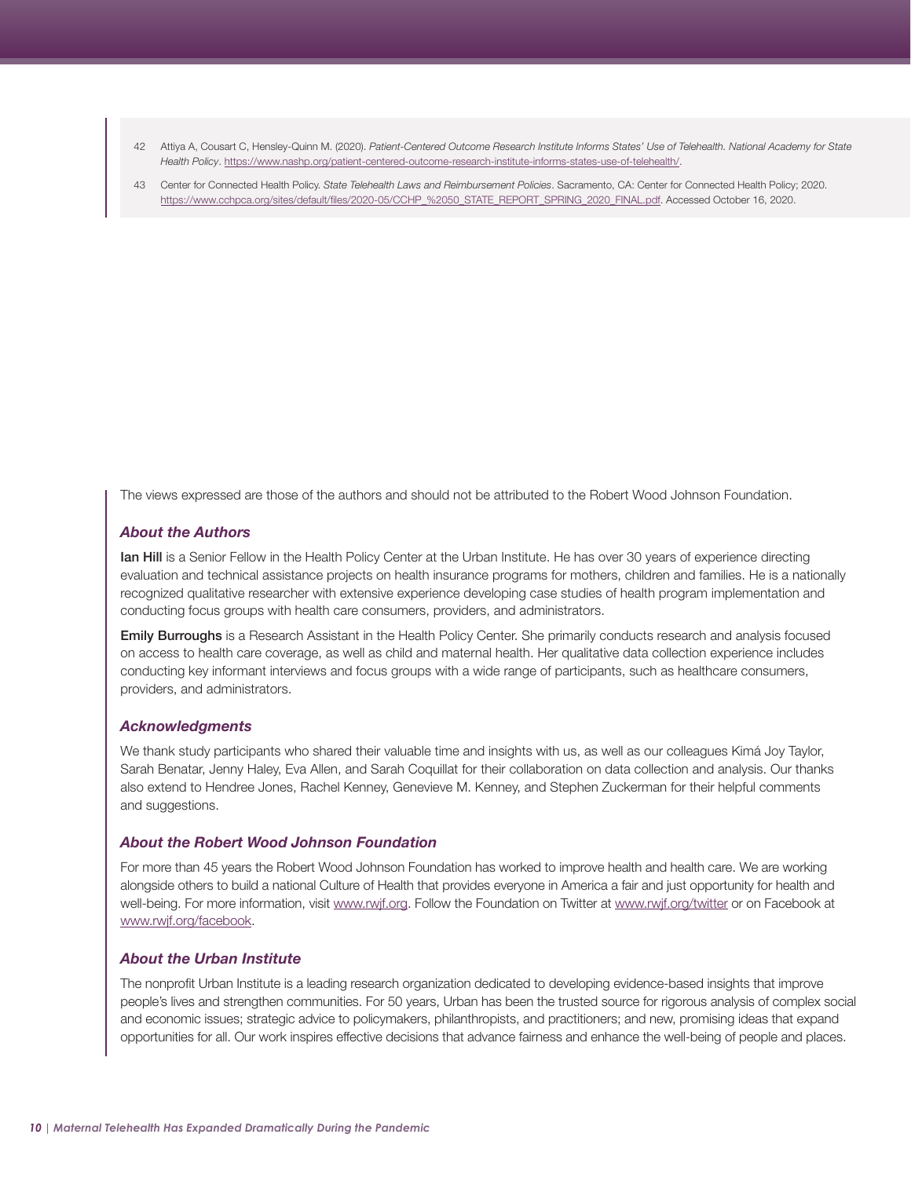42 Attiya A, Cousart C, Hensley-Quinn M. (2020). *Patient-Centered Outcome Research Institute Informs States' Use of Telehealth. National Academy for State Health Policy*. https://www.nashp.org/patient-centered-outcome-research-institute-informs-states-use-of-telehealth/.

43 Center for Connected Health Policy. *State Telehealth Laws and Reimbursement Policies*. Sacramento, CA: Center for Connected Health Policy; 2020. https://www.cchpca.org/sites/default/files/2020-05/CCHP_%2050_STATE_REPORT_SPRING_2020_FINAL.pdf. Accessed October 16, 2020.

The views expressed are those of the authors and should not be attributed to the Robert Wood Johnson Foundation.

### *About the Authors*

**Ian Hill** is a Senior Fellow in the Health Policy Center at the Urban Institute. He has over 30 years of experience directing evaluation and technical assistance projects on health insurance programs for mothers, children and families. He is a nationally recognized qualitative researcher with extensive experience developing case studies of health program implementation and conducting focus groups with health care consumers, providers, and administrators.

**Emily Burroughs** is a Research Assistant in the Health Policy Center. She primarily conducts research and analysis focused on access to health care coverage, as well as child and maternal health. Her qualitative data collection experience includes conducting key informant interviews and focus groups with a wide range of participants, such as healthcare consumers, providers, and administrators.

### *Acknowledgments*

We thank study participants who shared their valuable time and insights with us, as well as our colleagues Kimá Joy Taylor, Sarah Benatar, Jenny Haley, Eva Allen, and Sarah Coquillat for their collaboration on data collection and analysis. Our thanks also extend to Hendree Jones, Rachel Kenney, Genevieve M. Kenney, and Stephen Zuckerman for their helpful comments and suggestions.

### *About the Robert Wood Johnson Foundation*

For more than 45 years the Robert Wood Johnson Foundation has worked to improve health and health care. We are working alongside others to build a national Culture of Health that provides everyone in America a fair and just opportunity for health and well-being. For more information, visit www.rwjf.org. Follow the Foundation on Twitter at www.rwjf.org/twitter or on Facebook at www.rwjf.org/facebook.

### *About the Urban Institute*

The nonprofit Urban Institute is a leading research organization dedicated to developing evidence-based insights that improve people's lives and strengthen communities. For 50 years, Urban has been the trusted source for rigorous analysis of complex social and economic issues; strategic advice to policymakers, philanthropists, and practitioners; and new, promising ideas that expand opportunities for all. Our work inspires effective decisions that advance fairness and enhance the well-being of people and places.